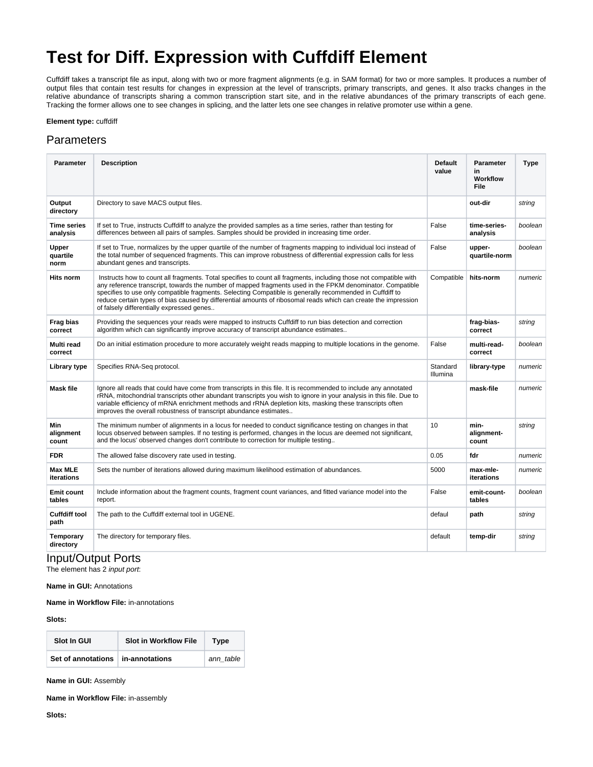# Test for Diff. Expression with Cuffdiff Element

Cuffdiff takes a transcript file as input, along with two or more fragment alignments (e.g. in SAM format) for two or more samples. It produces a number of output files that contain test results for changes in expression at the level of transcripts, primary transcripts, and genes. It also tracks changes in the relative abundance of transcripts sharing a common transcription start site, and in the relative abundances of the primary transcripts of each gene. Tracking the former allows one to see changes in splicing, and the latter lets one see changes in relative promoter use within a gene.

**Element type:** cuffdiff

## Parameters

| Parameter | Description | Default value | Parameter in Workflow File | Type |
|---|---|---|---|---|
| **Output directory** | Directory to save MACS output files. | | **out-dir** | *string* |
| **Time series analysis** | If set to True, instructs Cuffdiff to analyze the provided samples as a time series, rather than testing for differences between all pairs of samples. Samples should be provided in increasing time order. | False | **time-series-analysis** | *boolean* |
| **Upper quartile norm** | If set to True, normalizes by the upper quartile of the number of fragments mapping to individual loci instead of the total number of sequenced fragments. This can improve robustness of differential expression calls for less abundant genes and transcripts. | False | **upper-quartile-norm** | *boolean* |
| **Hits norm** | Instructs how to count all fragments. Total specifies to count all fragments, including those not compatible with any reference transcript, towards the number of mapped fragments used in the FPKM denominator. Compatible specifies to use only compatible fragments. Selecting Compatible is generally recommended in Cuffdiff to reduce certain types of bias caused by differential amounts of ribosomal reads which can create the impression of falsely differentially expressed genes.. | Compatible | **hits-norm** | *numeric* |
| **Frag bias correct** | Providing the sequences your reads were mapped to instructs Cuffdiff to run bias detection and correction algorithm which can significantly improve accuracy of transcript abundance estimates.. | | **frag-bias-correct** | *string* |
| **Multi read correct** | Do an initial estimation procedure to more accurately weight reads mapping to multiple locations in the genome. | False | **multi-read-correct** | *boolean* |
| **Library type** | Specifies RNA-Seq protocol. | Standard Illumina | **library-type** | *numeric* |
| **Mask file** | Ignore all reads that could have come from transcripts in this file. It is recommended to include any annotated rRNA, mitochondrial transcripts other abundant transcripts you wish to ignore in your analysis in this file. Due to variable efficiency of mRNA enrichment methods and rRNA depletion kits, masking these transcripts often improves the overall robustness of transcript abundance estimates.. | | **mask-file** | *numeric* |
| **Min alignment count** | The minimum number of alignments in a locus for needed to conduct significance testing on changes in that locus observed between samples. If no testing is performed, changes in the locus are deemed not significant, and the locus' observed changes don't contribute to correction for multiple testing.. | 10 | **min-alignment-count** | *string* |
| **FDR** | The allowed false discovery rate used in testing. | 0.05 | **fdr** | *numeric* |
| **Max MLE iterations** | Sets the number of iterations allowed during maximum likelihood estimation of abundances. | 5000 | **max-mle-iterations** | *numeric* |
| **Emit count tables** | Include information about the fragment counts, fragment count variances, and fitted variance model into the report. | False | **emit-count-tables** | *boolean* |
| **Cuffdiff tool path** | The path to the Cuffdiff external tool in UGENE. | defaul | **path** | *string* |
| **Temporary directory** | The directory for temporary files. | default | **temp-dir** | *string* |

## Input/Output Ports

The element has 2 *input port*:

**Name in GUI:** Annotations

**Name in Workflow File:** in-annotations

**Slots:**

| Slot In GUI | Slot in Workflow File | Type |
|---|---|---|
| **Set of annotations** | **in-annotations** | *ann_table* |

**Name in GUI:** Assembly

**Name in Workflow File:** in-assembly

**Slots:**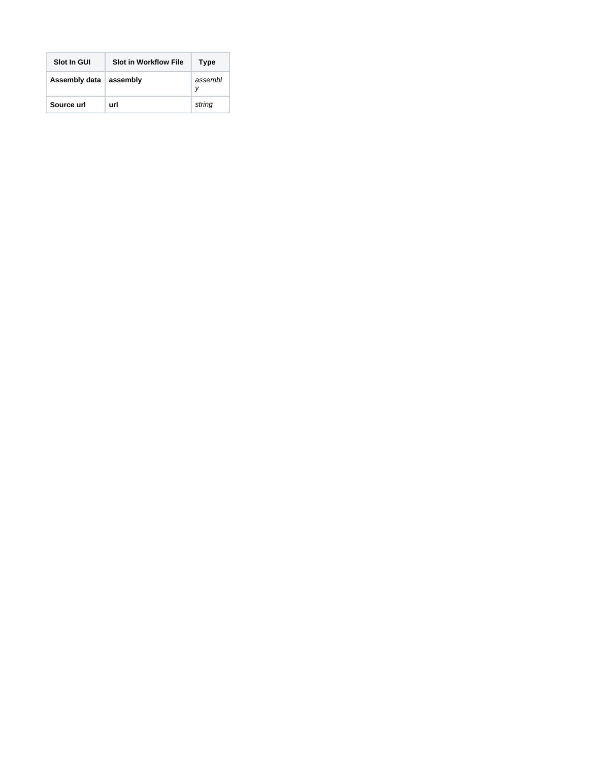| Slot In GUI | Slot in Workflow File | Type |
| --- | --- | --- |
| **Assembly data** | **assembly** | *assembly* |
| **Source url** | **url** | *string* |